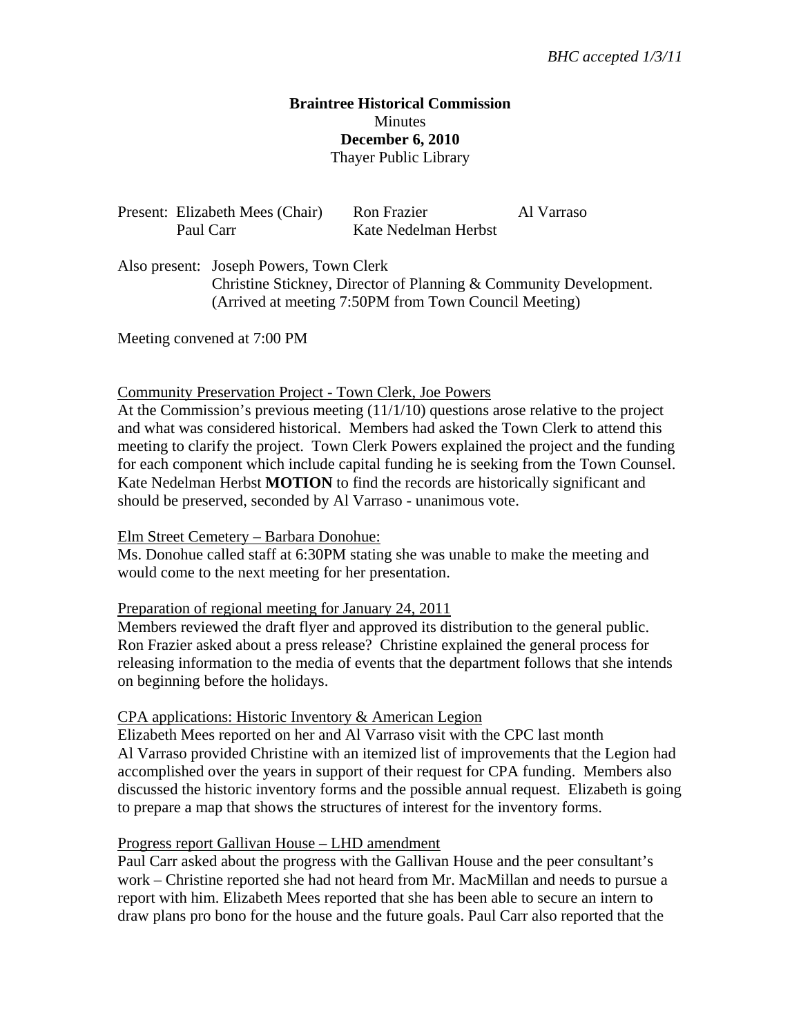*BHC accepted 1/3/11*

**Braintree Historical Commission**
Minutes
**December 6, 2010**
Thayer Public Library

Present: Elizabeth Mees (Chair) Ron Frazier Al Varraso
Paul Carr Kate Nedelman Herbst

Also present: Joseph Powers, Town Clerk
Christine Stickney, Director of Planning & Community Development.
(Arrived at meeting 7:50PM from Town Council Meeting)

Meeting convened at 7:00 PM

<u>Community Preservation Project - Town Clerk, Joe Powers</u>

At the Commission's previous meeting (11/1/10) questions arose relative to the project and what was considered historical. Members had asked the Town Clerk to attend this meeting to clarify the project. Town Clerk Powers explained the project and the funding for each component which include capital funding he is seeking from the Town Counsel. Kate Nedelman Herbst **MOTION** to find the records are historically significant and should be preserved, seconded by Al Varraso - unanimous vote.

<u>Elm Street Cemetery – Barbara Donohue:</u>

Ms. Donohue called staff at 6:30PM stating she was unable to make the meeting and would come to the next meeting for her presentation.

<u>Preparation of regional meeting for January 24, 2011</u>

Members reviewed the draft flyer and approved its distribution to the general public. Ron Frazier asked about a press release? Christine explained the general process for releasing information to the media of events that the department follows that she intends on beginning before the holidays.

<u>CPA applications: Historic Inventory & American Legion</u>

Elizabeth Mees reported on her and Al Varraso visit with the CPC last month
Al Varraso provided Christine with an itemized list of improvements that the Legion had accomplished over the years in support of their request for CPA funding. Members also discussed the historic inventory forms and the possible annual request. Elizabeth is going to prepare a map that shows the structures of interest for the inventory forms.

<u>Progress report Gallivan House – LHD amendment</u>

Paul Carr asked about the progress with the Gallivan House and the peer consultant's work – Christine reported she had not heard from Mr. MacMillan and needs to pursue a report with him. Elizabeth Mees reported that she has been able to secure an intern to draw plans pro bono for the house and the future goals. Paul Carr also reported that the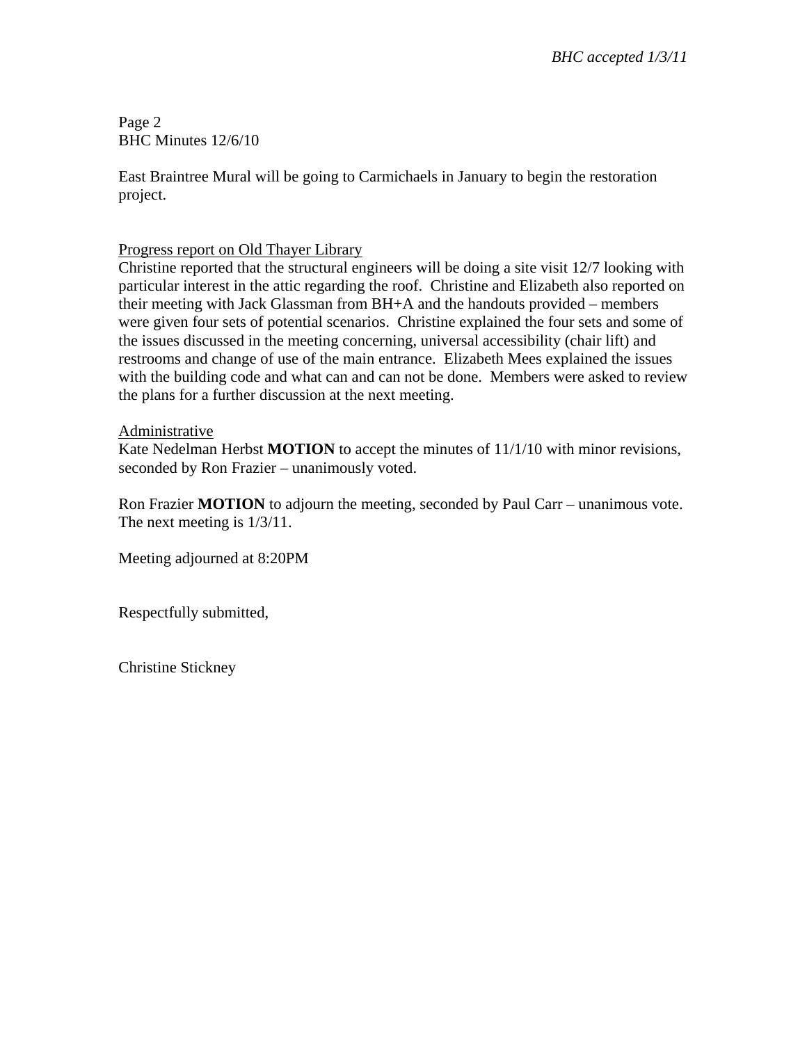Page 2
BHC Minutes 12/6/10

East Braintree Mural will be going to Carmichaels in January to begin the restoration project.

Progress report on Old Thayer Library

Christine reported that the structural engineers will be doing a site visit 12/7 looking with particular interest in the attic regarding the roof. Christine and Elizabeth also reported on their meeting with Jack Glassman from BH+A and the handouts provided – members were given four sets of potential scenarios. Christine explained the four sets and some of the issues discussed in the meeting concerning, universal accessibility (chair lift) and restrooms and change of use of the main entrance. Elizabeth Mees explained the issues with the building code and what can and can not be done. Members were asked to review the plans for a further discussion at the next meeting.

Administrative

Kate Nedelman Herbst **MOTION** to accept the minutes of 11/1/10 with minor revisions, seconded by Ron Frazier – unanimously voted.

Ron Frazier **MOTION** to adjourn the meeting, seconded by Paul Carr – unanimous vote. The next meeting is 1/3/11.

Meeting adjourned at 8:20PM

Respectfully submitted,

Christine Stickney